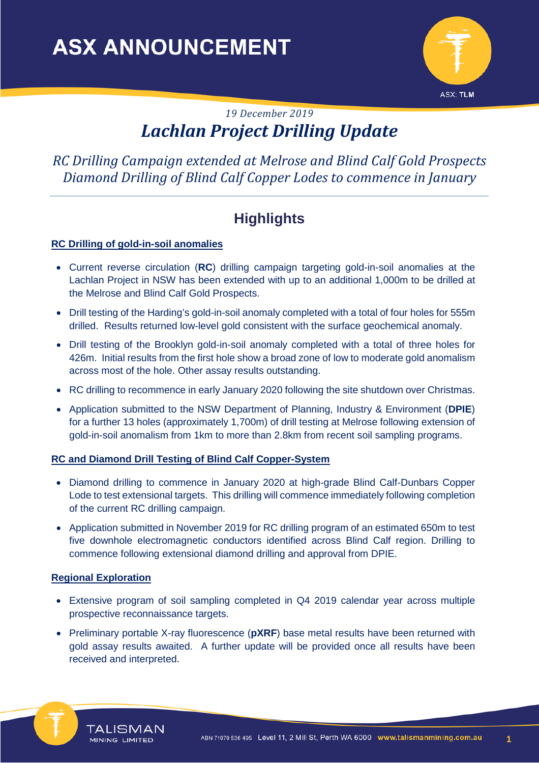# ASX ANNOUNCEMENT

ASX: TLM

*19 December 2019*

# *Lachlan Project Drilling Update*

*RC Drilling Campaign extended at Melrose and Blind Calf Gold Prospects*
*Diamond Drilling of Blind Calf Copper Lodes to commence in January*

---

## Highlights

**RC Drilling of gold-in-soil anomalies**

- Current reverse circulation (**RC**) drilling campaign targeting gold-in-soil anomalies at the Lachlan Project in NSW has been extended with up to an additional 1,000m to be drilled at the Melrose and Blind Calf Gold Prospects.
- Drill testing of the Harding's gold-in-soil anomaly completed with a total of four holes for 555m drilled. Results returned low-level gold consistent with the surface geochemical anomaly.
- Drill testing of the Brooklyn gold-in-soil anomaly completed with a total of three holes for 426m. Initial results from the first hole show a broad zone of low to moderate gold anomalism across most of the hole. Other assay results outstanding.
- RC drilling to recommence in early January 2020 following the site shutdown over Christmas.
- Application submitted to the NSW Department of Planning, Industry & Environment (**DPIE**) for a further 13 holes (approximately 1,700m) of drill testing at Melrose following extension of gold-in-soil anomalism from 1km to more than 2.8km from recent soil sampling programs.

**RC and Diamond Drill Testing of Blind Calf Copper-System**

- Diamond drilling to commence in January 2020 at high-grade Blind Calf-Dunbars Copper Lode to test extensional targets. This drilling will commence immediately following completion of the current RC drilling campaign.
- Application submitted in November 2019 for RC drilling program of an estimated 650m to test five downhole electromagnetic conductors identified across Blind Calf region. Drilling to commence following extensional diamond drilling and approval from DPIE.

**Regional Exploration**

- Extensive program of soil sampling completed in Q4 2019 calendar year across multiple prospective reconnaissance targets.
- Preliminary portable X-ray fluorescence (**pXRF**) base metal results have been returned with gold assay results awaited. A further update will be provided once all results have been received and interpreted.

TALISMAN MINING LIMITED | ABN 71079 536 495 Level 11, 2 Mill St, Perth WA 6000 www.talismanmining.com.au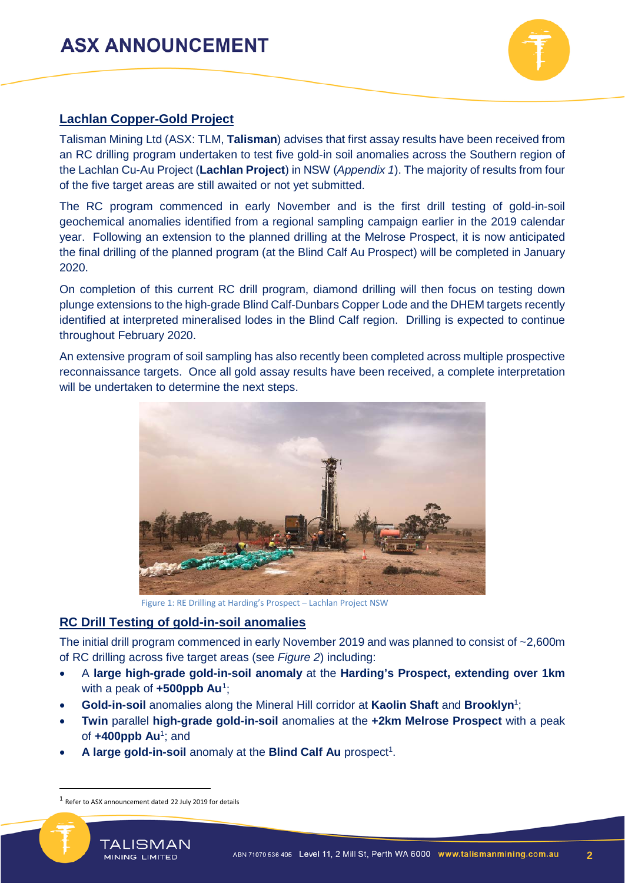## Lachlan Copper-Gold Project

Talisman Mining Ltd (ASX: TLM, **Talisman**) advises that first assay results have been received from an RC drilling program undertaken to test five gold-in soil anomalies across the Southern region of the Lachlan Cu-Au Project (**Lachlan Project**) in NSW (*Appendix 1*). The majority of results from four of the five target areas are still awaited or not yet submitted.

The RC program commenced in early November and is the first drill testing of gold-in-soil geochemical anomalies identified from a regional sampling campaign earlier in the 2019 calendar year. Following an extension to the planned drilling at the Melrose Prospect, it is now anticipated the final drilling of the planned program (at the Blind Calf Au Prospect) will be completed in January 2020.

On completion of this current RC drill program, diamond drilling will then focus on testing down plunge extensions to the high-grade Blind Calf-Dunbars Copper Lode and the DHEM targets recently identified at interpreted mineralised lodes in the Blind Calf region. Drilling is expected to continue throughout February 2020.

An extensive program of soil sampling has also recently been completed across multiple prospective reconnaissance targets. Once all gold assay results have been received, a complete interpretation will be undertaken to determine the next steps.

Figure 1: RE Drilling at Harding's Prospect – Lachlan Project NSW

## RC Drill Testing of gold-in-soil anomalies

The initial drill program commenced in early November 2019 and was planned to consist of ~2,600m of RC drilling across five target areas (see *Figure 2*) including:

- A **large high-grade gold-in-soil anomaly** at the **Harding's Prospect, extending over 1km** with a peak of **+500ppb Au**[1];
- **Gold-in-soil** anomalies along the Mineral Hill corridor at **Kaolin Shaft** and **Brooklyn**[1];
- **Twin** parallel **high-grade gold-in-soil** anomalies at the **+2km Melrose Prospect** with a peak of **+400ppb Au**[1]; and
- **A large gold-in-soil** anomaly at the **Blind Calf Au** prospect[1].

[1] Refer to ASX announcement dated 22 July 2019 for details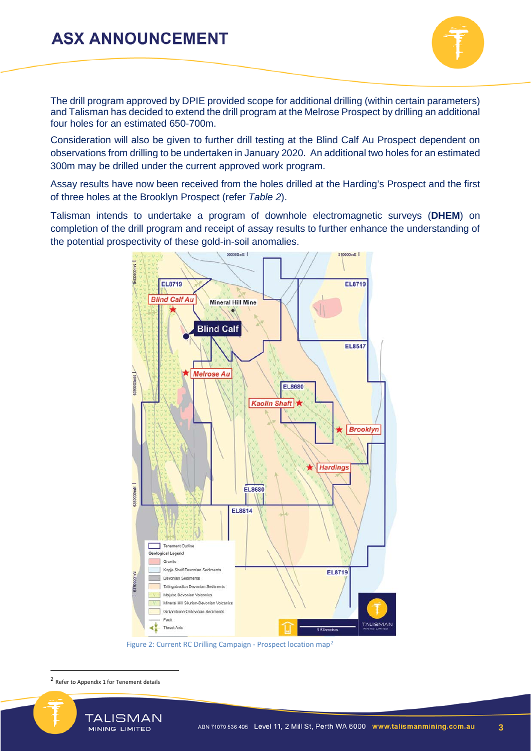The drill program approved by DPIE provided scope for additional drilling (within certain parameters) and Talisman has decided to extend the drill program at the Melrose Prospect by drilling an additional four holes for an estimated 650-700m.

Consideration will also be given to further drill testing at the Blind Calf Au Prospect dependent on observations from drilling to be undertaken in January 2020. An additional two holes for an estimated 300m may be drilled under the current approved work program.

Assay results have now been received from the holes drilled at the Harding's Prospect and the first of three holes at the Brooklyn Prospect (refer *Table 2*).

Talisman intends to undertake a program of downhole electromagnetic surveys (**DHEM**) on completion of the drill program and receipt of assay results to further enhance the understanding of the potential prospectivity of these gold-in-soil anomalies.

Figure 2: Current RC Drilling Campaign - Prospect location map[2]

[2] Refer to Appendix 1 for Tenement details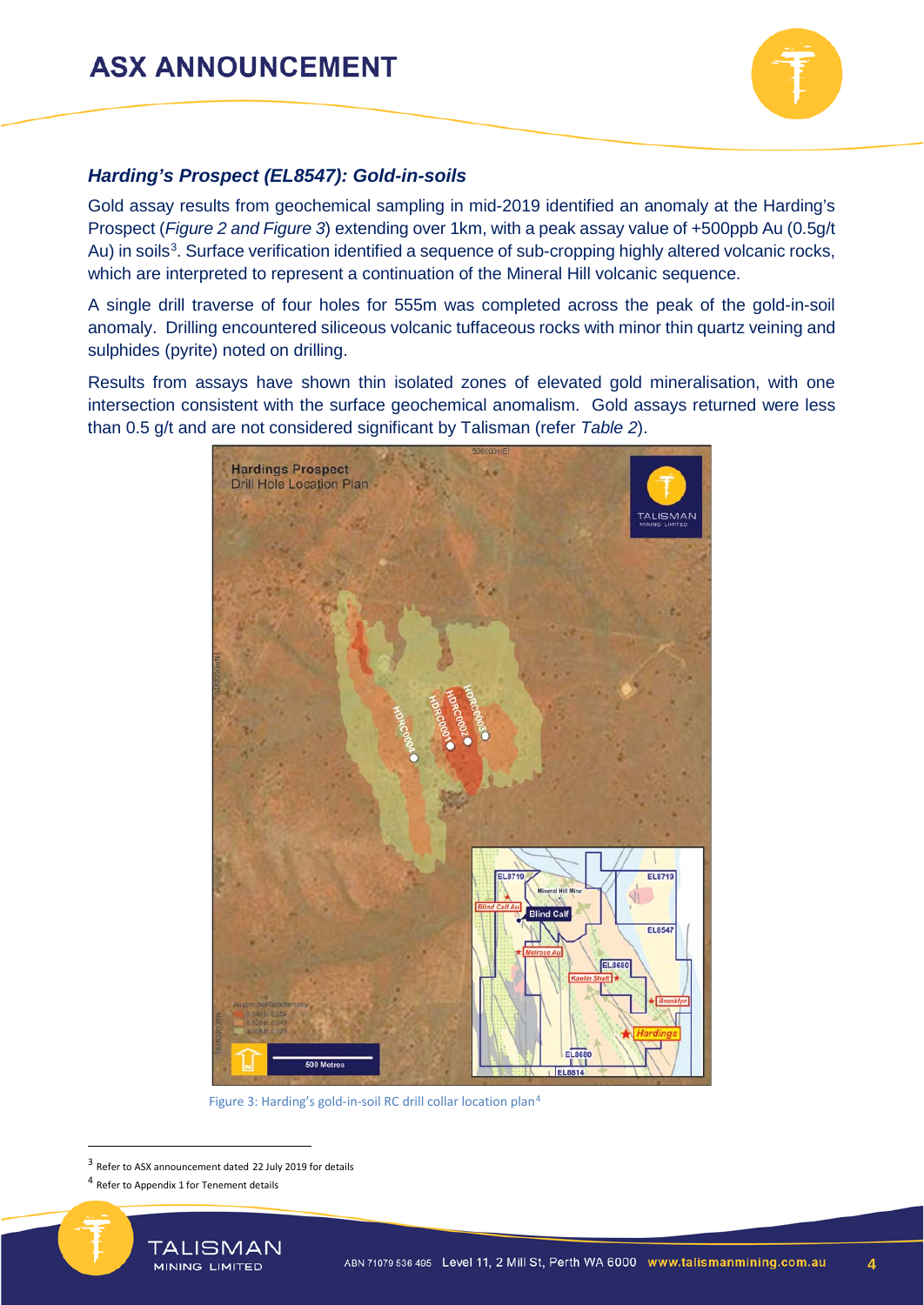### *Harding's Prospect (EL8547): Gold-in-soils*

Gold assay results from geochemical sampling in mid-2019 identified an anomaly at the Harding's Prospect (*Figure 2 and Figure 3*) extending over 1km, with a peak assay value of +500ppb Au (0.5g/t Au) in soils[3]. Surface verification identified a sequence of sub-cropping highly altered volcanic rocks, which are interpreted to represent a continuation of the Mineral Hill volcanic sequence.

A single drill traverse of four holes for 555m was completed across the peak of the gold-in-soil anomaly. Drilling encountered siliceous volcanic tuffaceous rocks with minor thin quartz veining and sulphides (pyrite) noted on drilling.

Results from assays have shown thin isolated zones of elevated gold mineralisation, with one intersection consistent with the surface geochemical anomalism. Gold assays returned were less than 0.5 g/t and are not considered significant by Talisman (refer *Table 2*).

Figure 3: Harding's gold-in-soil RC drill collar location plan[4]

---

[3] Refer to ASX announcement dated 22 July 2019 for details

[4] Refer to Appendix 1 for Tenement details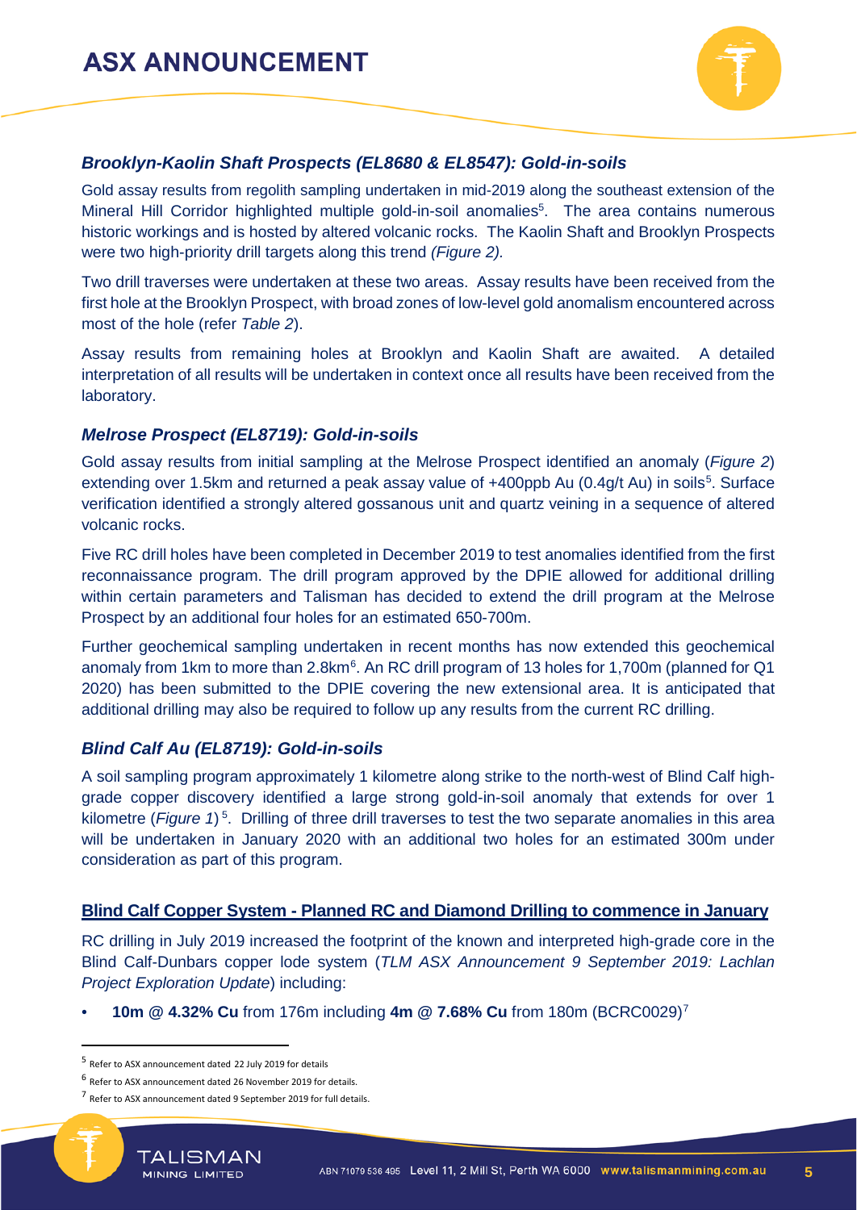### *Brooklyn-Kaolin Shaft Prospects (EL8680 & EL8547): Gold-in-soils*

Gold assay results from regolith sampling undertaken in mid-2019 along the southeast extension of the Mineral Hill Corridor highlighted multiple gold-in-soil anomalies[5]. The area contains numerous historic workings and is hosted by altered volcanic rocks. The Kaolin Shaft and Brooklyn Prospects were two high-priority drill targets along this trend *(Figure 2).*

Two drill traverses were undertaken at these two areas. Assay results have been received from the first hole at the Brooklyn Prospect, with broad zones of low-level gold anomalism encountered across most of the hole (refer *Table 2*).

Assay results from remaining holes at Brooklyn and Kaolin Shaft are awaited. A detailed interpretation of all results will be undertaken in context once all results have been received from the laboratory.

### *Melrose Prospect (EL8719): Gold-in-soils*

Gold assay results from initial sampling at the Melrose Prospect identified an anomaly (*Figure 2*) extending over 1.5km and returned a peak assay value of +400ppb Au (0.4g/t Au) in soils[5]. Surface verification identified a strongly altered gossanous unit and quartz veining in a sequence of altered volcanic rocks.

Five RC drill holes have been completed in December 2019 to test anomalies identified from the first reconnaissance program. The drill program approved by the DPIE allowed for additional drilling within certain parameters and Talisman has decided to extend the drill program at the Melrose Prospect by an additional four holes for an estimated 650-700m.

Further geochemical sampling undertaken in recent months has now extended this geochemical anomaly from 1km to more than 2.8km[6]. An RC drill program of 13 holes for 1,700m (planned for Q1 2020) has been submitted to the DPIE covering the new extensional area. It is anticipated that additional drilling may also be required to follow up any results from the current RC drilling.

### *Blind Calf Au (EL8719): Gold-in-soils*

A soil sampling program approximately 1 kilometre along strike to the north-west of Blind Calf high-grade copper discovery identified a large strong gold-in-soil anomaly that extends for over 1 kilometre (*Figure 1*)[5]. Drilling of three drill traverses to test the two separate anomalies in this area will be undertaken in January 2020 with an additional two holes for an estimated 300m under consideration as part of this program.

## Blind Calf Copper System - Planned RC and Diamond Drilling to commence in January

RC drilling in July 2019 increased the footprint of the known and interpreted high-grade core in the Blind Calf-Dunbars copper lode system (*TLM ASX Announcement 9 September 2019: Lachlan Project Exploration Update*) including:

- **10m @ 4.32% Cu** from 176m including **4m @ 7.68% Cu** from 180m (BCRC0029)[7]

---

[5] Refer to ASX announcement dated 22 July 2019 for details

[6] Refer to ASX announcement dated 26 November 2019 for details.

[7] Refer to ASX announcement dated 9 September 2019 for full details.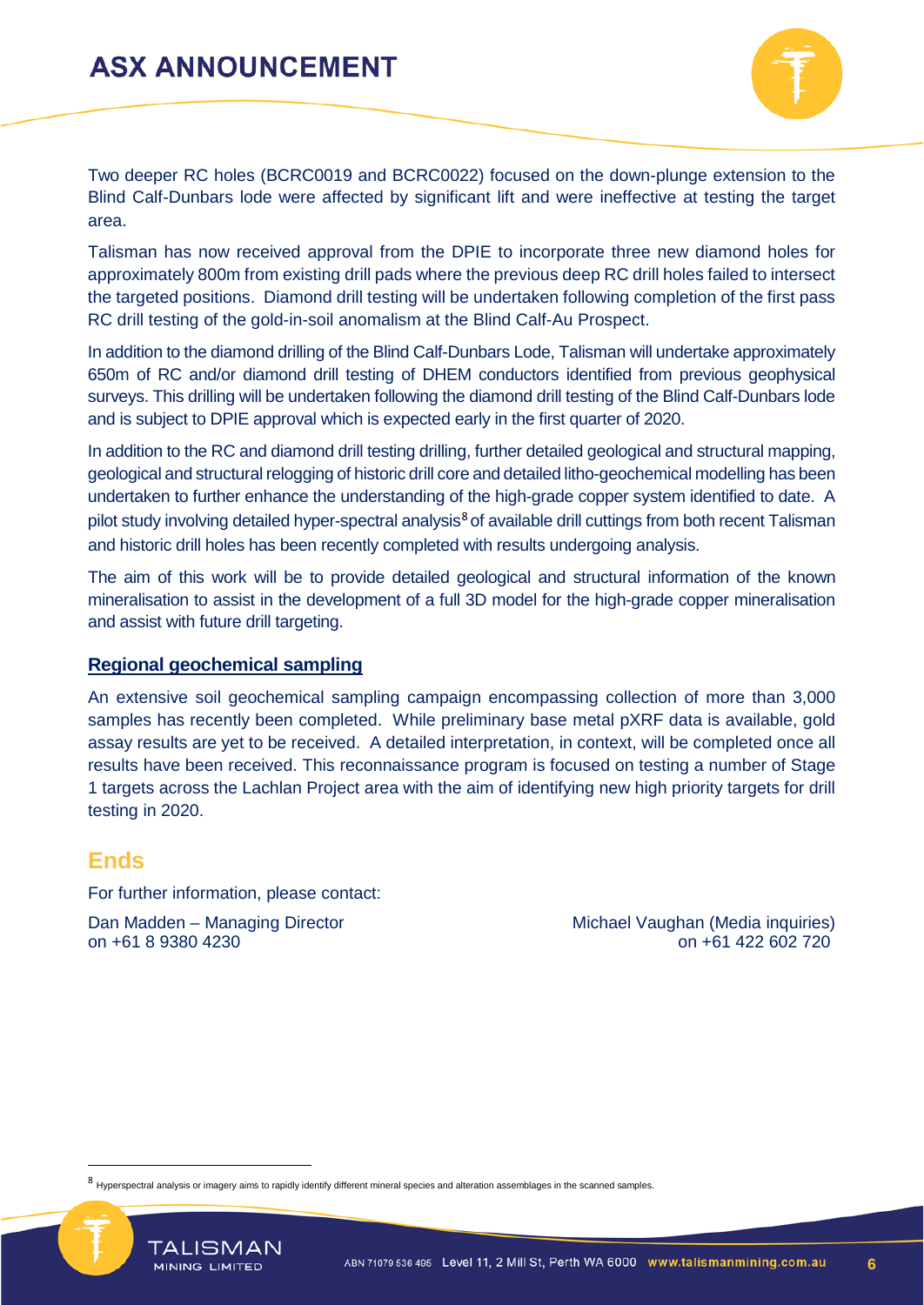Two deeper RC holes (BCRC0019 and BCRC0022) focused on the down-plunge extension to the Blind Calf-Dunbars lode were affected by significant lift and were ineffective at testing the target area.

Talisman has now received approval from the DPIE to incorporate three new diamond holes for approximately 800m from existing drill pads where the previous deep RC drill holes failed to intersect the targeted positions. Diamond drill testing will be undertaken following completion of the first pass RC drill testing of the gold-in-soil anomalism at the Blind Calf-Au Prospect.

In addition to the diamond drilling of the Blind Calf-Dunbars Lode, Talisman will undertake approximately 650m of RC and/or diamond drill testing of DHEM conductors identified from previous geophysical surveys. This drilling will be undertaken following the diamond drill testing of the Blind Calf-Dunbars lode and is subject to DPIE approval which is expected early in the first quarter of 2020.

In addition to the RC and diamond drill testing drilling, further detailed geological and structural mapping, geological and structural relogging of historic drill core and detailed litho-geochemical modelling has been undertaken to further enhance the understanding of the high-grade copper system identified to date. A pilot study involving detailed hyper-spectral analysis[8] of available drill cuttings from both recent Talisman and historic drill holes has been recently completed with results undergoing analysis.

The aim of this work will be to provide detailed geological and structural information of the known mineralisation to assist in the development of a full 3D model for the high-grade copper mineralisation and assist with future drill targeting.

## Regional geochemical sampling

An extensive soil geochemical sampling campaign encompassing collection of more than 3,000 samples has recently been completed. While preliminary base metal pXRF data is available, gold assay results are yet to be received. A detailed interpretation, in context, will be completed once all results have been received. This reconnaissance program is focused on testing a number of Stage 1 targets across the Lachlan Project area with the aim of identifying new high priority targets for drill testing in 2020.

## Ends

For further information, please contact:

Dan Madden – Managing Director
on +61 8 9380 4230

Michael Vaughan (Media inquiries)
on +61 422 602 720

[8] Hyperspectral analysis or imagery aims to rapidly identify different mineral species and alteration assemblages in the scanned samples.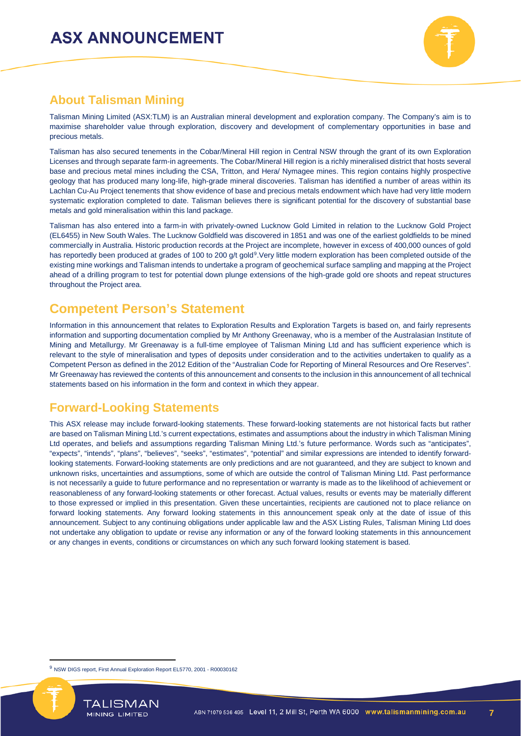## About Talisman Mining

Talisman Mining Limited (ASX:TLM) is an Australian mineral development and exploration company. The Company's aim is to maximise shareholder value through exploration, discovery and development of complementary opportunities in base and precious metals.

Talisman has also secured tenements in the Cobar/Mineral Hill region in Central NSW through the grant of its own Exploration Licenses and through separate farm-in agreements. The Cobar/Mineral Hill region is a richly mineralised district that hosts several base and precious metal mines including the CSA, Tritton, and Hera/ Nymagee mines. This region contains highly prospective geology that has produced many long-life, high-grade mineral discoveries. Talisman has identified a number of areas within its Lachlan Cu-Au Project tenements that show evidence of base and precious metals endowment which have had very little modern systematic exploration completed to date. Talisman believes there is significant potential for the discovery of substantial base metals and gold mineralisation within this land package.

Talisman has also entered into a farm-in with privately-owned Lucknow Gold Limited in relation to the Lucknow Gold Project (EL6455) in New South Wales. The Lucknow Goldfield was discovered in 1851 and was one of the earliest goldfields to be mined commercially in Australia. Historic production records at the Project are incomplete, however in excess of 400,000 ounces of gold has reportedly been produced at grades of 100 to 200 g/t gold[9].Very little modern exploration has been completed outside of the existing mine workings and Talisman intends to undertake a program of geochemical surface sampling and mapping at the Project ahead of a drilling program to test for potential down plunge extensions of the high-grade gold ore shoots and repeat structures throughout the Project area.

## Competent Person's Statement

Information in this announcement that relates to Exploration Results and Exploration Targets is based on, and fairly represents information and supporting documentation complied by Mr Anthony Greenaway, who is a member of the Australasian Institute of Mining and Metallurgy. Mr Greenaway is a full-time employee of Talisman Mining Ltd and has sufficient experience which is relevant to the style of mineralisation and types of deposits under consideration and to the activities undertaken to qualify as a Competent Person as defined in the 2012 Edition of the "Australian Code for Reporting of Mineral Resources and Ore Reserves". Mr Greenaway has reviewed the contents of this announcement and consents to the inclusion in this announcement of all technical statements based on his information in the form and context in which they appear.

## Forward-Looking Statements

This ASX release may include forward-looking statements. These forward-looking statements are not historical facts but rather are based on Talisman Mining Ltd.'s current expectations, estimates and assumptions about the industry in which Talisman Mining Ltd operates, and beliefs and assumptions regarding Talisman Mining Ltd.'s future performance. Words such as "anticipates", "expects", "intends", "plans", "believes", "seeks", "estimates", "potential" and similar expressions are intended to identify forward-looking statements. Forward-looking statements are only predictions and are not guaranteed, and they are subject to known and unknown risks, uncertainties and assumptions, some of which are outside the control of Talisman Mining Ltd. Past performance is not necessarily a guide to future performance and no representation or warranty is made as to the likelihood of achievement or reasonableness of any forward-looking statements or other forecast. Actual values, results or events may be materially different to those expressed or implied in this presentation. Given these uncertainties, recipients are cautioned not to place reliance on forward looking statements. Any forward looking statements in this announcement speak only at the date of issue of this announcement. Subject to any continuing obligations under applicable law and the ASX Listing Rules, Talisman Mining Ltd does not undertake any obligation to update or revise any information or any of the forward looking statements in this announcement or any changes in events, conditions or circumstances on which any such forward looking statement is based.

---

[9] NSW DIGS report, First Annual Exploration Report EL5770, 2001 - R00030162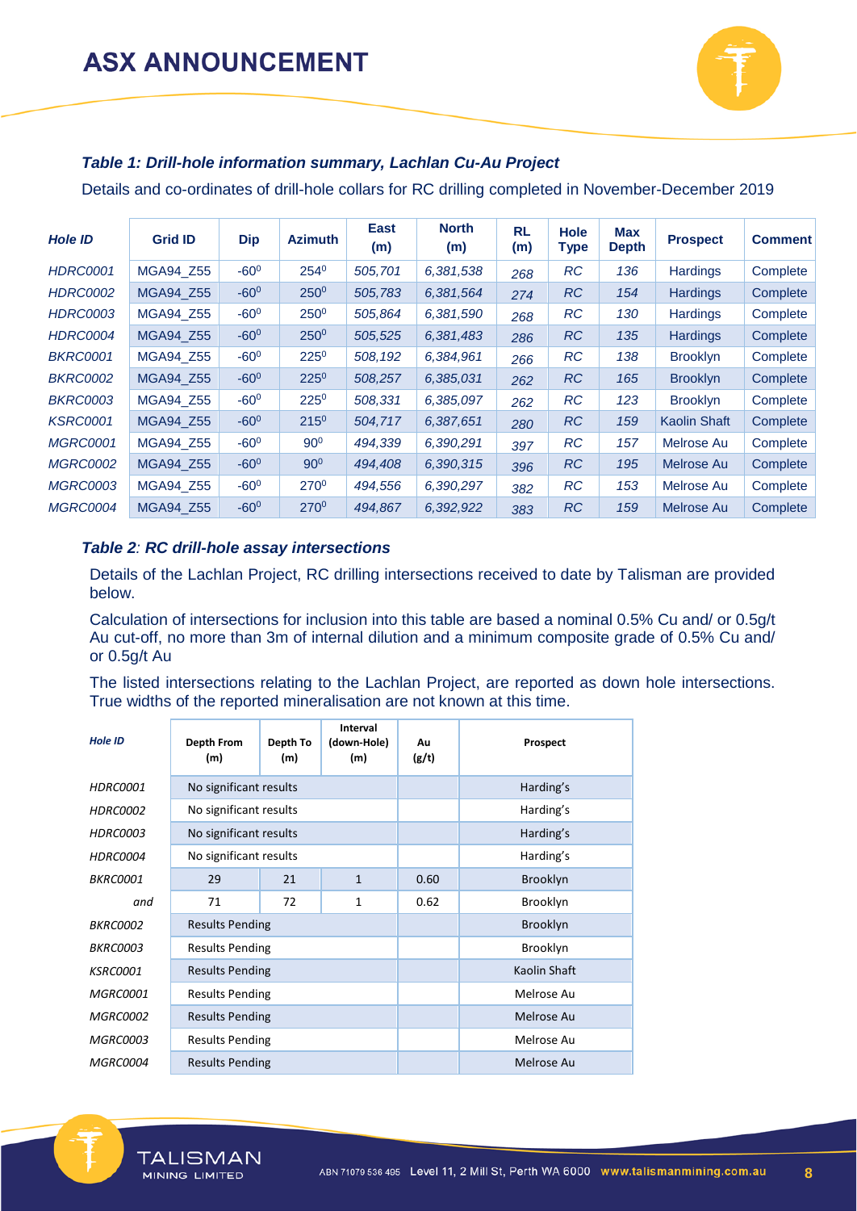### *Table 1: Drill-hole information summary, Lachlan Cu-Au Project*

Details and co-ordinates of drill-hole collars for RC drilling completed in November-December 2019

| Hole ID | Grid ID | Dip | Azimuth | East (m) | North (m) | RL (m) | Hole Type | Max Depth | Prospect | Comment |
|---|---|---|---|---|---|---|---|---|---|---|
| HDRC0001 | MGA94_Z55 | -60⁰ | 254⁰ | 505,701 | 6,381,538 | 268 | RC | 136 | Hardings | Complete |
| HDRC0002 | MGA94_Z55 | -60⁰ | 250⁰ | 505,783 | 6,381,564 | 274 | RC | 154 | Hardings | Complete |
| HDRC0003 | MGA94_Z55 | -60⁰ | 250⁰ | 505,864 | 6,381,590 | 268 | RC | 130 | Hardings | Complete |
| HDRC0004 | MGA94_Z55 | -60⁰ | 250⁰ | 505,525 | 6,381,483 | 286 | RC | 135 | Hardings | Complete |
| BKRC0001 | MGA94_Z55 | -60⁰ | 225⁰ | 508,192 | 6,384,961 | 266 | RC | 138 | Brooklyn | Complete |
| BKRC0002 | MGA94_Z55 | -60⁰ | 225⁰ | 508,257 | 6,385,031 | 262 | RC | 165 | Brooklyn | Complete |
| BKRC0003 | MGA94_Z55 | -60⁰ | 225⁰ | 508,331 | 6,385,097 | 262 | RC | 123 | Brooklyn | Complete |
| KSRC0001 | MGA94_Z55 | -60⁰ | 215⁰ | 504,717 | 6,387,651 | 280 | RC | 159 | Kaolin Shaft | Complete |
| MGRC0001 | MGA94_Z55 | -60⁰ | 90⁰ | 494,339 | 6,390,291 | 397 | RC | 157 | Melrose Au | Complete |
| MGRC0002 | MGA94_Z55 | -60⁰ | 90⁰ | 494,408 | 6,390,315 | 396 | RC | 195 | Melrose Au | Complete |
| MGRC0003 | MGA94_Z55 | -60⁰ | 270⁰ | 494,556 | 6,390,297 | 382 | RC | 153 | Melrose Au | Complete |
| MGRC0004 | MGA94_Z55 | -60⁰ | 270⁰ | 494,867 | 6,392,922 | 383 | RC | 159 | Melrose Au | Complete |

### *Table 2: RC drill-hole assay intersections*

Details of the Lachlan Project, RC drilling intersections received to date by Talisman are provided below.

Calculation of intersections for inclusion into this table are based a nominal 0.5% Cu and/ or 0.5g/t Au cut-off, no more than 3m of internal dilution and a minimum composite grade of 0.5% Cu and/ or 0.5g/t Au

The listed intersections relating to the Lachlan Project, are reported as down hole intersections. True widths of the reported mineralisation are not known at this time.

| Hole ID | Depth From (m) | Depth To (m) | Interval (down-Hole) (m) | Au (g/t) | Prospect |
|---|---|---|---|---|---|
| HDRC0001 | No significant results | | | | Harding's |
| HDRC0002 | No significant results | | | | Harding's |
| HDRC0003 | No significant results | | | | Harding's |
| HDRC0004 | No significant results | | | | Harding's |
| BKRC0001 | 29 | 21 | 1 | 0.60 | Brooklyn |
| and | 71 | 72 | 1 | 0.62 | Brooklyn |
| BKRC0002 | Results Pending | | | | Brooklyn |
| BKRC0003 | Results Pending | | | | Brooklyn |
| KSRC0001 | Results Pending | | | | Kaolin Shaft |
| MGRC0001 | Results Pending | | | | Melrose Au |
| MGRC0002 | Results Pending | | | | Melrose Au |
| MGRC0003 | Results Pending | | | | Melrose Au |
| MGRC0004 | Results Pending | | | | Melrose Au |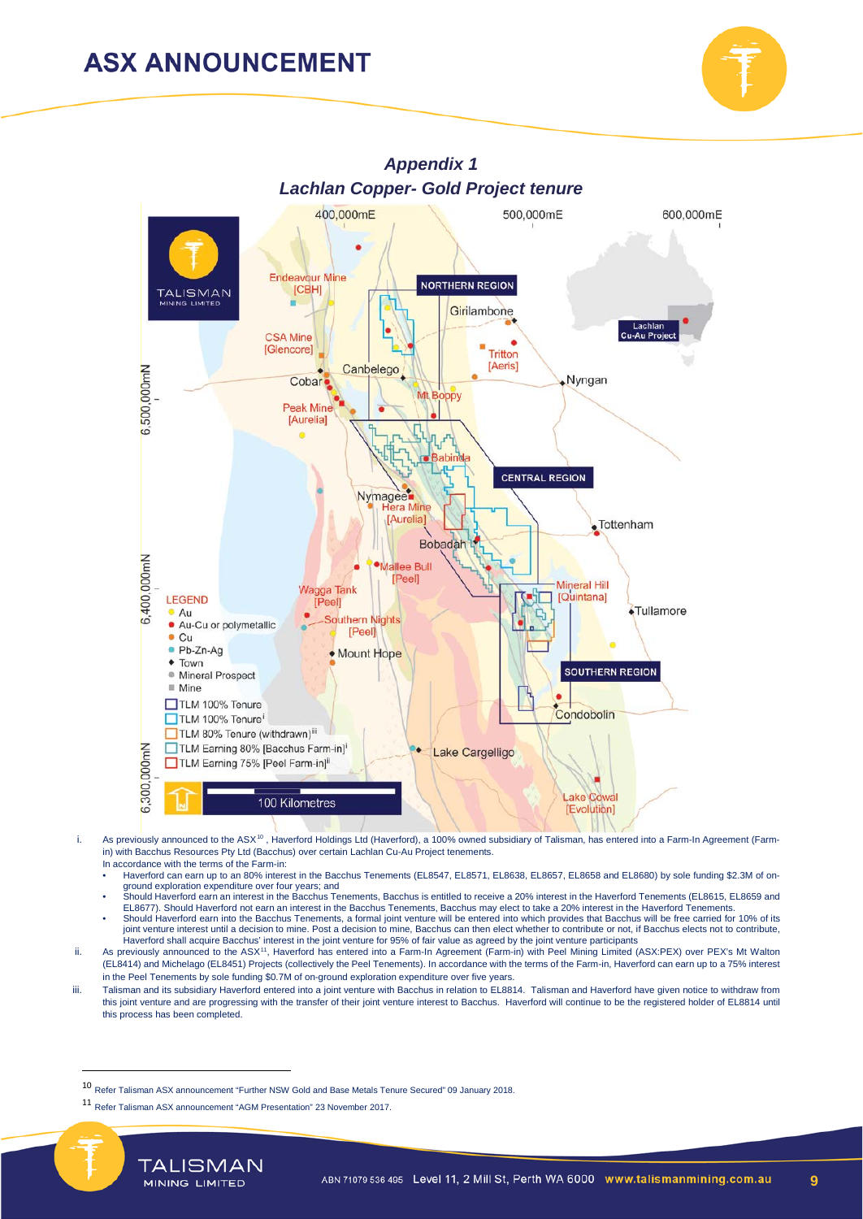## *Appendix 1*
## *Lachlan Copper- Gold Project tenure*

i. As previously announced to the ASX[10], Haverford Holdings Ltd (Haverford), a 100% owned subsidiary of Talisman, has entered into a Farm-In Agreement (Farm-in) with Bacchus Resources Pty Ltd (Bacchus) over certain Lachlan Cu-Au Project tenements.
In accordance with the terms of the Farm-in:
- Haverford can earn up to an 80% interest in the Bacchus Tenements (EL8547, EL8571, EL8638, EL8657, EL8658 and EL8680) by sole funding $2.3M of on-ground exploration expenditure over four years; and
- Should Haverford earn an interest in the Bacchus Tenements, Bacchus is entitled to receive a 20% interest in the Haverford Tenements (EL8615, EL8659 and EL8677). Should Haverford not earn an interest in the Bacchus Tenements, Bacchus may elect to take a 20% interest in the Haverford Tenements.
- Should Haverford earn into the Bacchus Tenements, a formal joint venture will be entered into which provides that Bacchus will be free carried for 10% of its joint venture interest until a decision to mine. Post a decision to mine, Bacchus can then elect whether to contribute or not, if Bacchus elects not to contribute, Haverford shall acquire Bacchus' interest in the joint venture for 95% of fair value as agreed by the joint venture participants

ii. As previously announced to the ASX[11], Haverford has entered into a Farm-In Agreement (Farm-in) with Peel Mining Limited (ASX:PEX) over PEX's Mt Walton (EL8414) and Michelago (EL8451) Projects (collectively the Peel Tenements). In accordance with the terms of the Farm-in, Haverford can earn up to a 75% interest in the Peel Tenements by sole funding $0.7M of on-ground exploration expenditure over five years.

iii. Talisman and its subsidiary Haverford entered into a joint venture with Bacchus in relation to EL8814. Talisman and Haverford have given notice to withdraw from this joint venture and are progressing with the transfer of their joint venture interest to Bacchus. Haverford will continue to be the registered holder of EL8814 until this process has been completed.

---

[10] Refer Talisman ASX announcement "Further NSW Gold and Base Metals Tenure Secured" 09 January 2018.

[11] Refer Talisman ASX announcement "AGM Presentation" 23 November 2017.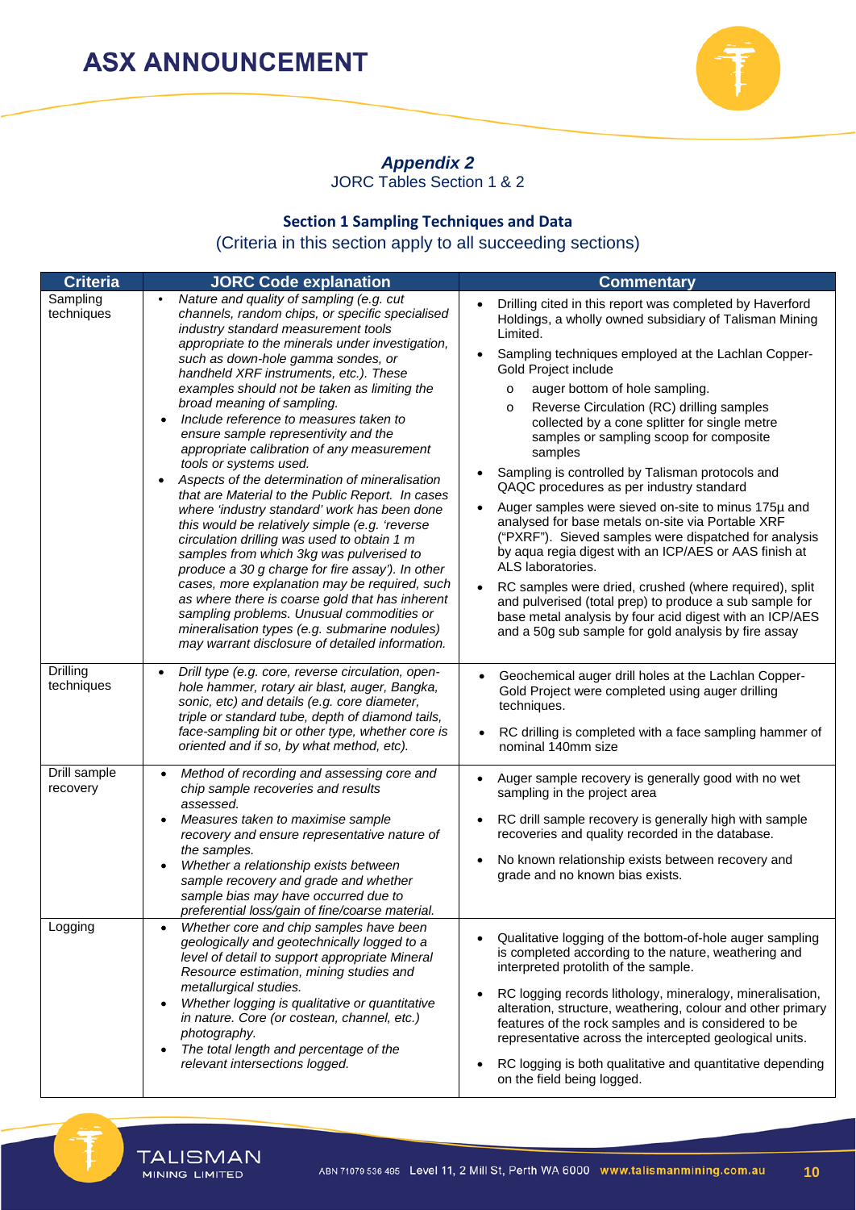## *Appendix 2*

JORC Tables Section 1 & 2

### Section 1 Sampling Techniques and Data

(Criteria in this section apply to all succeeding sections)

| Criteria | JORC Code explanation | Commentary |
|---|---|---|
| Sampling techniques | • *Nature and quality of sampling (e.g. cut channels, random chips, or specific specialised industry standard measurement tools appropriate to the minerals under investigation, such as down-hole gamma sondes, or handheld XRF instruments, etc.). These examples should not be taken as limiting the broad meaning of sampling.* <br> • *Include reference to measures taken to ensure sample representivity and the appropriate calibration of any measurement tools or systems used.* <br> • *Aspects of the determination of mineralisation that are Material to the Public Report. In cases where 'industry standard' work has been done this would be relatively simple (e.g. 'reverse circulation drilling was used to obtain 1 m samples from which 3kg was pulverised to produce a 30 g charge for fire assay'). In other cases, more explanation may be required, such as where there is coarse gold that has inherent sampling problems. Unusual commodities or mineralisation types (e.g. submarine nodules) may warrant disclosure of detailed information.* | • Drilling cited in this report was completed by Haverford Holdings, a wholly owned subsidiary of Talisman Mining Limited. <br> • Sampling techniques employed at the Lachlan Copper-Gold Project include <br> o auger bottom of hole sampling. <br> o Reverse Circulation (RC) drilling samples collected by a cone splitter for single metre samples or sampling scoop for composite samples <br> • Sampling is controlled by Talisman protocols and QAQC procedures as per industry standard <br> • Auger samples were sieved on-site to minus 175µ and analysed for base metals on-site via Portable XRF ("PXRF"). Sieved samples were dispatched for analysis by aqua regia digest with an ICP/AES or AAS finish at ALS laboratories. <br> • RC samples were dried, crushed (where required), split and pulverised (total prep) to produce a sub sample for base metal analysis by four acid digest with an ICP/AES and a 50g sub sample for gold analysis by fire assay |
| Drilling techniques | • *Drill type (e.g. core, reverse circulation, open-hole hammer, rotary air blast, auger, Bangka, sonic, etc) and details (e.g. core diameter, triple or standard tube, depth of diamond tails, face-sampling bit or other type, whether core is oriented and if so, by what method, etc).* | • Geochemical auger drill holes at the Lachlan Copper-Gold Project were completed using auger drilling techniques. <br> • RC drilling is completed with a face sampling hammer of nominal 140mm size |
| Drill sample recovery | • *Method of recording and assessing core and chip sample recoveries and results assessed.* <br> • *Measures taken to maximise sample recovery and ensure representative nature of the samples.* <br> • *Whether a relationship exists between sample recovery and grade and whether sample bias may have occurred due to preferential loss/gain of fine/coarse material.* | • Auger sample recovery is generally good with no wet sampling in the project area <br> • RC drill sample recovery is generally high with sample recoveries and quality recorded in the database. <br> • No known relationship exists between recovery and grade and no known bias exists. |
| Logging | • *Whether core and chip samples have been geologically and geotechnically logged to a level of detail to support appropriate Mineral Resource estimation, mining studies and metallurgical studies.* <br> • *Whether logging is qualitative or quantitative in nature. Core (or costean, channel, etc.) photography.* <br> • *The total length and percentage of the relevant intersections logged.* | • Qualitative logging of the bottom-of-hole auger sampling is completed according to the nature, weathering and interpreted protolith of the sample. <br> • RC logging records lithology, mineralogy, mineralisation, alteration, structure, weathering, colour and other primary features of the rock samples and is considered to be representative across the intercepted geological units. <br> • RC logging is both qualitative and quantitative depending on the field being logged. |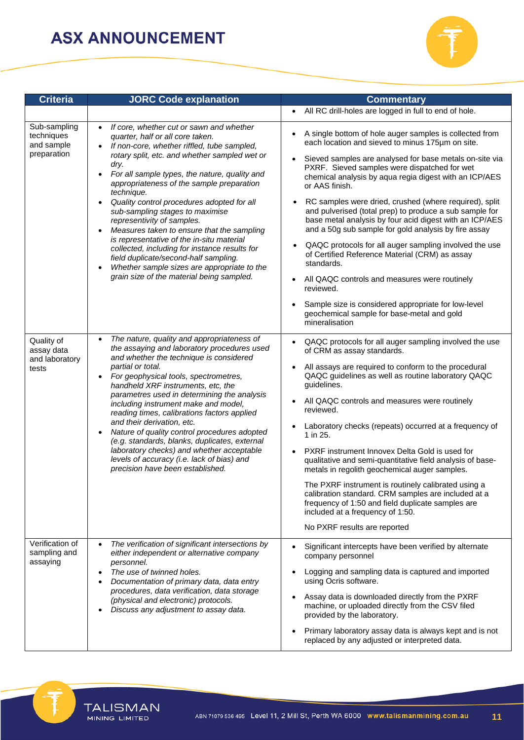| Criteria | JORC Code explanation | Commentary |
|---|---|---|
| | | • All RC drill-holes are logged in full to end of hole. |
| Sub-sampling techniques and sample preparation | • *If core, whether cut or sawn and whether quarter, half or all core taken.* <br> • *If non-core, whether riffled, tube sampled, rotary split, etc. and whether sampled wet or dry.* <br> • *For all sample types, the nature, quality and appropriateness of the sample preparation technique.* <br> • *Quality control procedures adopted for all sub-sampling stages to maximise representivity of samples.* <br> • *Measures taken to ensure that the sampling is representative of the in-situ material collected, including for instance results for field duplicate/second-half sampling.* <br> • *Whether sample sizes are appropriate to the grain size of the material being sampled.* | • A single bottom of hole auger samples is collected from each location and sieved to minus 175µm on site. <br> • Sieved samples are analysed for base metals on-site via PXRF. Sieved samples were dispatched for wet chemical analysis by aqua regia digest with an ICP/AES or AAS finish. <br> • RC samples were dried, crushed (where required), split and pulverised (total prep) to produce a sub sample for base metal analysis by four acid digest with an ICP/AES and a 50g sub sample for gold analysis by fire assay <br> • QAQC protocols for all auger sampling involved the use of Certified Reference Material (CRM) as assay standards. <br> • All QAQC controls and measures were routinely reviewed. <br> • Sample size is considered appropriate for low-level geochemical sample for base-metal and gold mineralisation |
| Quality of assay data and laboratory tests | • *The nature, quality and appropriateness of the assaying and laboratory procedures used and whether the technique is considered partial or total.* <br> • *For geophysical tools, spectrometres, handheld XRF instruments, etc, the parametres used in determining the analysis including instrument make and model, reading times, calibrations factors applied and their derivation, etc.* <br> • *Nature of quality control procedures adopted (e.g. standards, blanks, duplicates, external laboratory checks) and whether acceptable levels of accuracy (i.e. lack of bias) and precision have been established.* | • QAQC protocols for all auger sampling involved the use of CRM as assay standards. <br> • All assays are required to conform to the procedural QAQC guidelines as well as routine laboratory QAQC guidelines. <br> • All QAQC controls and measures were routinely reviewed. <br> • Laboratory checks (repeats) occurred at a frequency of 1 in 25. <br> • PXRF instrument Innovex Delta Gold is used for qualitative and semi-quantitative field analysis of base-metals in regolith geochemical auger samples. <br> The PXRF instrument is routinely calibrated using a calibration standard. CRM samples are included at a frequency of 1:50 and field duplicate samples are included at a frequency of 1:50. <br> No PXRF results are reported |
| Verification of sampling and assaying | • *The verification of significant intersections by either independent or alternative company personnel.* <br> • *The use of twinned holes.* <br> • *Documentation of primary data, data entry procedures, data verification, data storage (physical and electronic) protocols.* <br> • *Discuss any adjustment to assay data.* | • Significant intercepts have been verified by alternate company personnel <br> • Logging and sampling data is captured and imported using Ocris software. <br> • Assay data is downloaded directly from the PXRF machine, or uploaded directly from the CSV filed provided by the laboratory. <br> • Primary laboratory assay data is always kept and is not replaced by any adjusted or interpreted data. |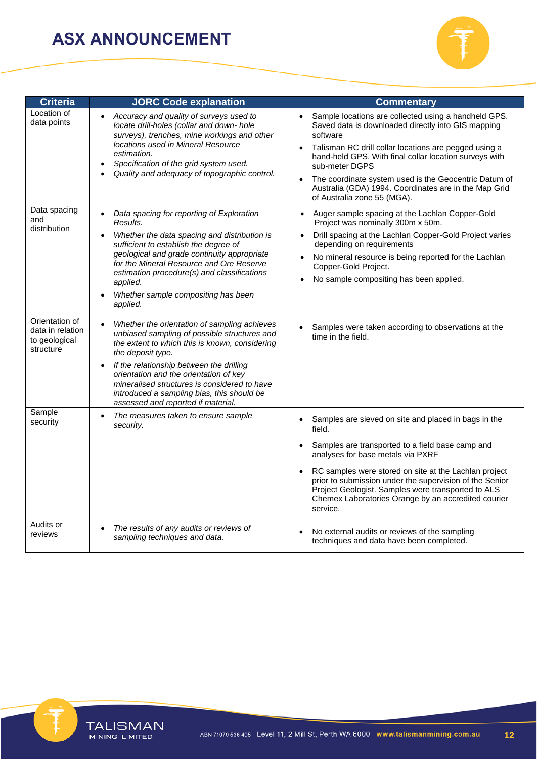| Criteria | JORC Code explanation | Commentary |
| --- | --- | --- |
| Location of data points | • *Accuracy and quality of surveys used to locate drill-holes (collar and down- hole surveys), trenches, mine workings and other locations used in Mineral Resource estimation.*<br>• *Specification of the grid system used.*<br>• *Quality and adequacy of topographic control.* | • Sample locations are collected using a handheld GPS. Saved data is downloaded directly into GIS mapping software<br>• Talisman RC drill collar locations are pegged using a hand-held GPS. With final collar location surveys with sub-meter DGPS<br>• The coordinate system used is the Geocentric Datum of Australia (GDA) 1994. Coordinates are in the Map Grid of Australia zone 55 (MGA). |
| Data spacing and distribution | • *Data spacing for reporting of Exploration Results.*<br>• *Whether the data spacing and distribution is sufficient to establish the degree of geological and grade continuity appropriate for the Mineral Resource and Ore Reserve estimation procedure(s) and classifications applied.*<br>• *Whether sample compositing has been applied.* | • Auger sample spacing at the Lachlan Copper-Gold Project was nominally 300m x 50m.<br>• Drill spacing at the Lachlan Copper-Gold Project varies depending on requirements<br>• No mineral resource is being reported for the Lachlan Copper-Gold Project.<br>• No sample compositing has been applied. |
| Orientation of data in relation to geological structure | • *Whether the orientation of sampling achieves unbiased sampling of possible structures and the extent to which this is known, considering the deposit type.*<br>• *If the relationship between the drilling orientation and the orientation of key mineralised structures is considered to have introduced a sampling bias, this should be assessed and reported if material.* | • Samples were taken according to observations at the time in the field. |
| Sample security | • *The measures taken to ensure sample security.* | • Samples are sieved on site and placed in bags in the field.<br>• Samples are transported to a field base camp and analyses for base metals via PXRF<br>• RC samples were stored on site at the Lachlan project prior to submission under the supervision of the Senior Project Geologist. Samples were transported to ALS Chemex Laboratories Orange by an accredited courier service. |
| Audits or reviews | • *The results of any audits or reviews of sampling techniques and data.* | • No external audits or reviews of the sampling techniques and data have been completed. |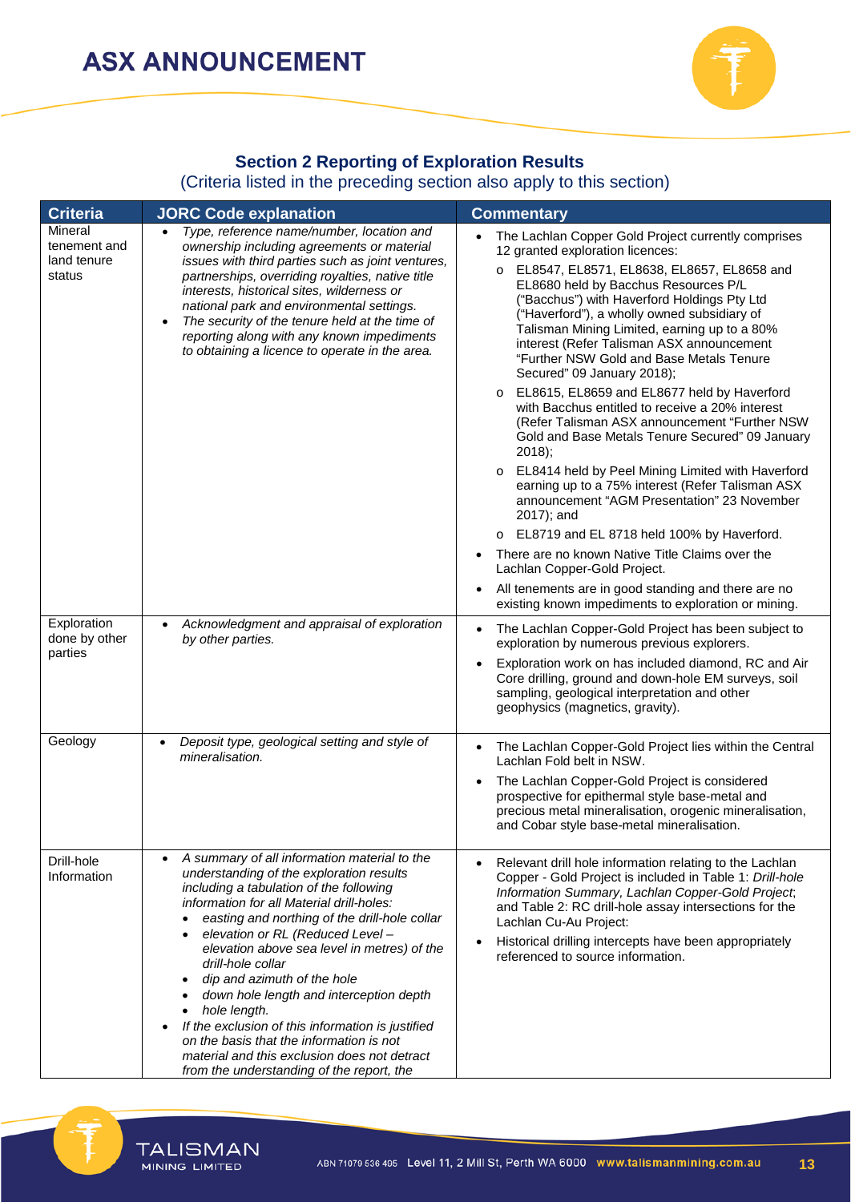## Section 2 Reporting of Exploration Results

(Criteria listed in the preceding section also apply to this section)

| Criteria | JORC Code explanation | Commentary |
|---|---|---|
| Mineral tenement and land tenure status | • *Type, reference name/number, location and ownership including agreements or material issues with third parties such as joint ventures, partnerships, overriding royalties, native title interests, historical sites, wilderness or national park and environmental settings.*<br>• *The security of the tenure held at the time of reporting along with any known impediments to obtaining a licence to operate in the area.* | • The Lachlan Copper Gold Project currently comprises 12 granted exploration licences:<br>o EL8547, EL8571, EL8638, EL8657, EL8658 and EL8680 held by Bacchus Resources P/L ("Bacchus") with Haverford Holdings Pty Ltd ("Haverford"), a wholly owned subsidiary of Talisman Mining Limited, earning up to a 80% interest (Refer Talisman ASX announcement "Further NSW Gold and Base Metals Tenure Secured" 09 January 2018);<br>o EL8615, EL8659 and EL8677 held by Haverford with Bacchus entitled to receive a 20% interest (Refer Talisman ASX announcement "Further NSW Gold and Base Metals Tenure Secured" 09 January 2018);<br>o EL8414 held by Peel Mining Limited with Haverford earning up to a 75% interest (Refer Talisman ASX announcement "AGM Presentation" 23 November 2017); and<br>o EL8719 and EL 8718 held 100% by Haverford.<br>• There are no known Native Title Claims over the Lachlan Copper-Gold Project.<br>• All tenements are in good standing and there are no existing known impediments to exploration or mining. |
| Exploration done by other parties | • *Acknowledgment and appraisal of exploration by other parties.* | • The Lachlan Copper-Gold Project has been subject to exploration by numerous previous explorers.<br>• Exploration work on has included diamond, RC and Air Core drilling, ground and down-hole EM surveys, soil sampling, geological interpretation and other geophysics (magnetics, gravity). |
| Geology | • *Deposit type, geological setting and style of mineralisation.* | • The Lachlan Copper-Gold Project lies within the Central Lachlan Fold belt in NSW.<br>• The Lachlan Copper-Gold Project is considered prospective for epithermal style base-metal and precious metal mineralisation, orogenic mineralisation, and Cobar style base-metal mineralisation. |
| Drill-hole Information | • *A summary of all information material to the understanding of the exploration results including a tabulation of the following information for all Material drill-holes:*<br>&nbsp;&nbsp;• *easting and northing of the drill-hole collar*<br>&nbsp;&nbsp;• *elevation or RL (Reduced Level – elevation above sea level in metres) of the drill-hole collar*<br>&nbsp;&nbsp;• *dip and azimuth of the hole*<br>&nbsp;&nbsp;• *down hole length and interception depth*<br>&nbsp;&nbsp;• *hole length.*<br>• *If the exclusion of this information is justified on the basis that the information is not material and this exclusion does not detract from the understanding of the report, the* | • Relevant drill hole information relating to the Lachlan Copper - Gold Project is included in Table 1: *Drill-hole Information Summary, Lachlan Copper-Gold Project*; and Table 2: RC drill-hole assay intersections for the Lachlan Cu-Au Project:<br>• Historical drilling intercepts have been appropriately referenced to source information. |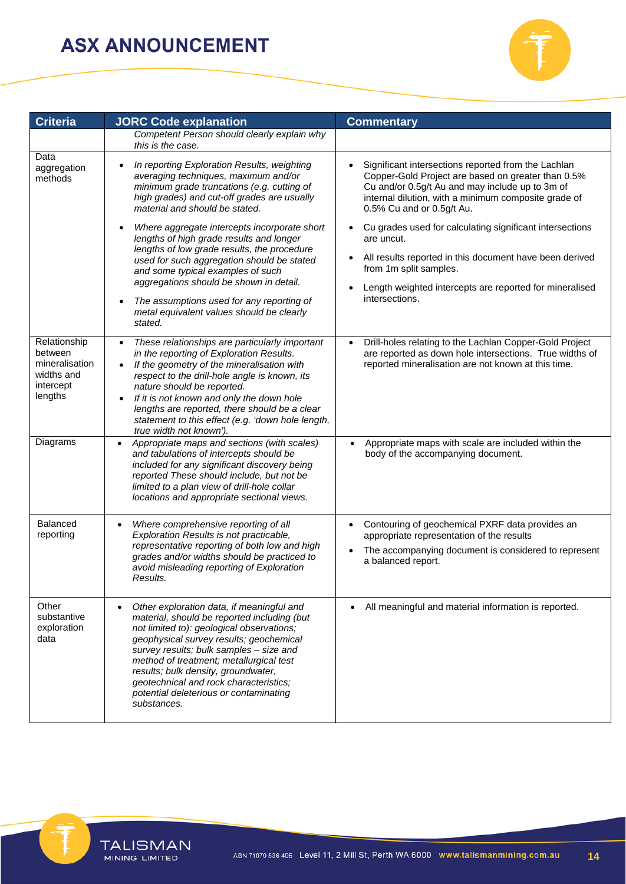| Criteria | JORC Code explanation | Commentary |
|---|---|---|
| | *Competent Person should clearly explain why this is the case.* | |
| Data aggregation methods | • *In reporting Exploration Results, weighting averaging techniques, maximum and/or minimum grade truncations (e.g. cutting of high grades) and cut-off grades are usually material and should be stated.*<br>• *Where aggregate intercepts incorporate short lengths of high grade results and longer lengths of low grade results, the procedure used for such aggregation should be stated and some typical examples of such aggregations should be shown in detail.*<br>• *The assumptions used for any reporting of metal equivalent values should be clearly stated.* | • Significant intersections reported from the Lachlan Copper-Gold Project are based on greater than 0.5% Cu and/or 0.5g/t Au and may include up to 3m of internal dilution, with a minimum composite grade of 0.5% Cu and or 0.5g/t Au.<br>• Cu grades used for calculating significant intersections are uncut.<br>• All results reported in this document have been derived from 1m split samples.<br>• Length weighted intercepts are reported for mineralised intersections. |
| Relationship between mineralisation widths and intercept lengths | • *These relationships are particularly important in the reporting of Exploration Results.*<br>• *If the geometry of the mineralisation with respect to the drill-hole angle is known, its nature should be reported.*<br>• *If it is not known and only the down hole lengths are reported, there should be a clear statement to this effect (e.g. 'down hole length, true width not known').* | • Drill-holes relating to the Lachlan Copper-Gold Project are reported as down hole intersections. True widths of reported mineralisation are not known at this time. |
| Diagrams | • *Appropriate maps and sections (with scales) and tabulations of intercepts should be included for any significant discovery being reported These should include, but not be limited to a plan view of drill-hole collar locations and appropriate sectional views.* | • Appropriate maps with scale are included within the body of the accompanying document. |
| Balanced reporting | • *Where comprehensive reporting of all Exploration Results is not practicable, representative reporting of both low and high grades and/or widths should be practiced to avoid misleading reporting of Exploration Results.* | • Contouring of geochemical PXRF data provides an appropriate representation of the results<br>• The accompanying document is considered to represent a balanced report. |
| Other substantive exploration data | • *Other exploration data, if meaningful and material, should be reported including (but not limited to): geological observations; geophysical survey results; geochemical survey results; bulk samples – size and method of treatment; metallurgical test results; bulk density, groundwater, geotechnical and rock characteristics; potential deleterious or contaminating substances.* | • All meaningful and material information is reported. |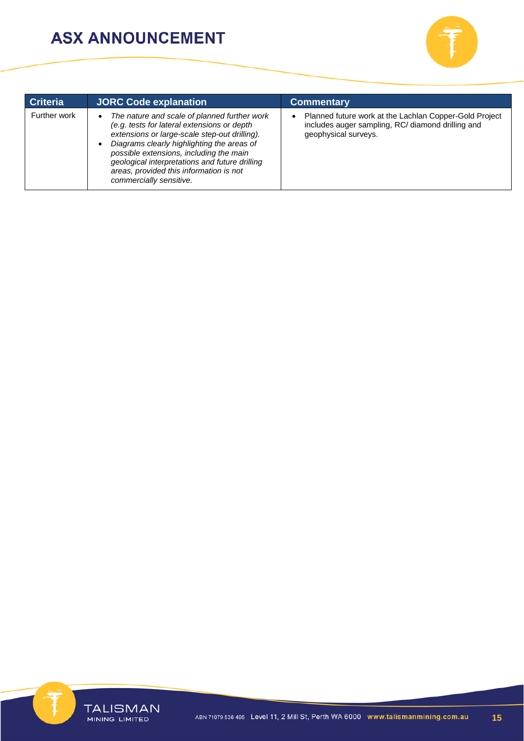| Criteria | JORC Code explanation | Commentary |
|---|---|---|
| Further work | • *The nature and scale of planned further work (e.g. tests for lateral extensions or depth extensions or large-scale step-out drilling).*<br>• *Diagrams clearly highlighting the areas of possible extensions, including the main geological interpretations and future drilling areas, provided this information is not commercially sensitive.* | • Planned future work at the Lachlan Copper-Gold Project includes auger sampling, RC/ diamond drilling and geophysical surveys. |